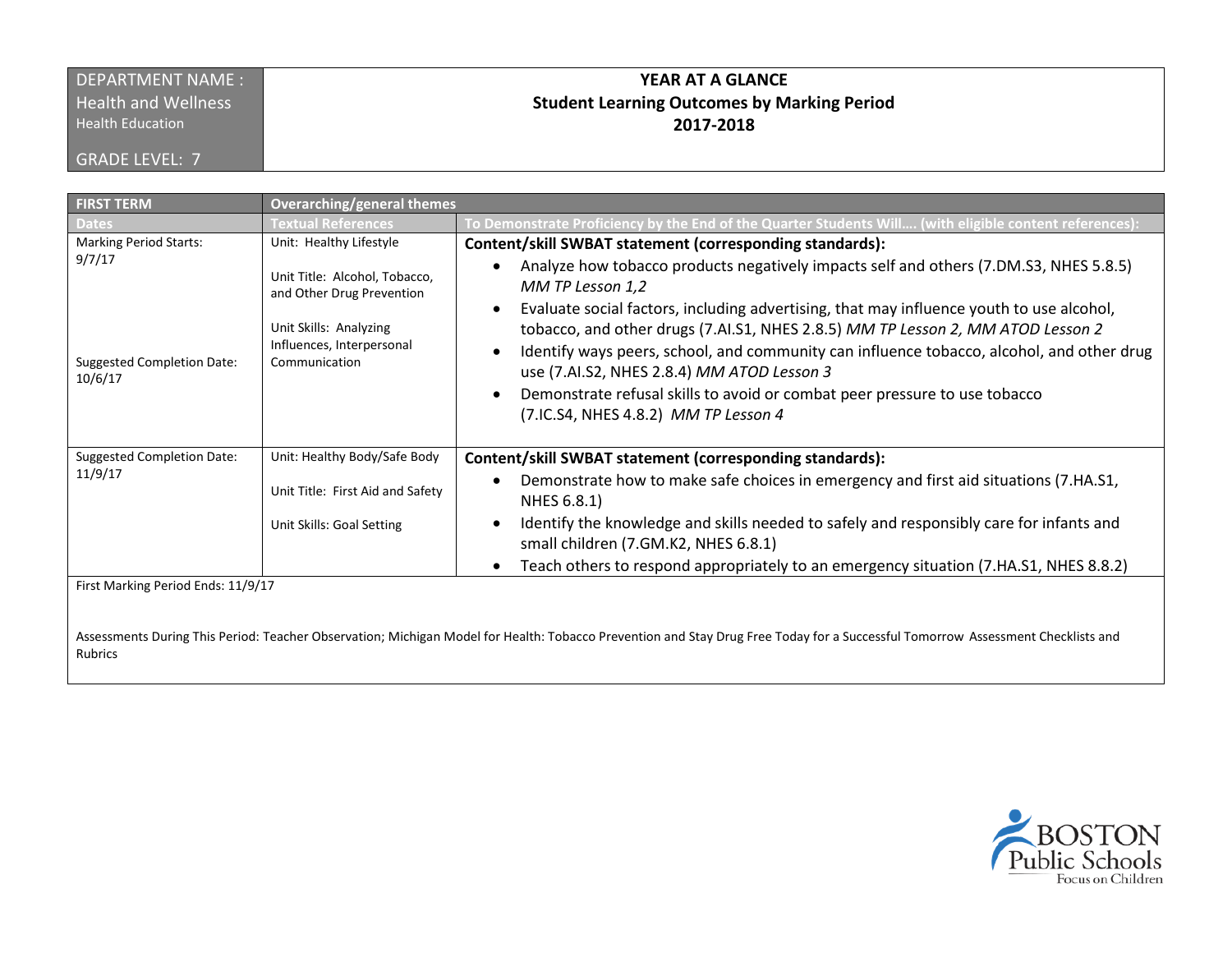| DEPARTMENT NAME : Health and Wellness<br>Health Education<br><br>GRADE LEVEL: 7 | **YEAR AT A GLANCE**<br>**Student Learning Outcomes by Marking Period**<br>**2017-2018** |
|---|---|

| FIRST TERM | Overarching/general themes | |
|---|---|---|
| **Dates** | **Textual References** | **To Demonstrate Proficiency by the End of the Quarter Students Will…. (with eligible content references):** |
| Marking Period Starts: 9/7/17<br><br>Suggested Completion Date: 10/6/17 | Unit: Healthy Lifestyle<br><br>Unit Title: Alcohol, Tobacco, and Other Drug Prevention<br><br>Unit Skills: Analyzing Influences, Interpersonal Communication | **Content/skill SWBAT statement (corresponding standards):**<br>• Analyze how tobacco products negatively impacts self and others (7.DM.S3, NHES 5.8.5) *MM TP Lesson 1,2*<br>• Evaluate social factors, including advertising, that may influence youth to use alcohol, tobacco, and other drugs (7.AI.S1, NHES 2.8.5) *MM TP Lesson 2, MM ATOD Lesson 2*<br>• Identify ways peers, school, and community can influence tobacco, alcohol, and other drug use (7.AI.S2, NHES 2.8.4) *MM ATOD Lesson 3*<br>• Demonstrate refusal skills to avoid or combat peer pressure to use tobacco (7.IC.S4, NHES 4.8.2) *MM TP Lesson 4* |
| Suggested Completion Date: 11/9/17 | Unit: Healthy Body/Safe Body<br><br>Unit Title: First Aid and Safety<br><br>Unit Skills: Goal Setting | **Content/skill SWBAT statement (corresponding standards):**<br>• Demonstrate how to make safe choices in emergency and first aid situations (7.HA.S1, NHES 6.8.1)<br>• Identify the knowledge and skills needed to safely and responsibly care for infants and small children (7.GM.K2, NHES 6.8.1)<br>• Teach others to respond appropriately to an emergency situation (7.HA.S1, NHES 8.8.2) |
| First Marking Period Ends: 11/9/17<br><br>Assessments During This Period: Teacher Observation; Michigan Model for Health: Tobacco Prevention and Stay Drug Free Today for a Successful Tomorrow Assessment Checklists and Rubrics | | |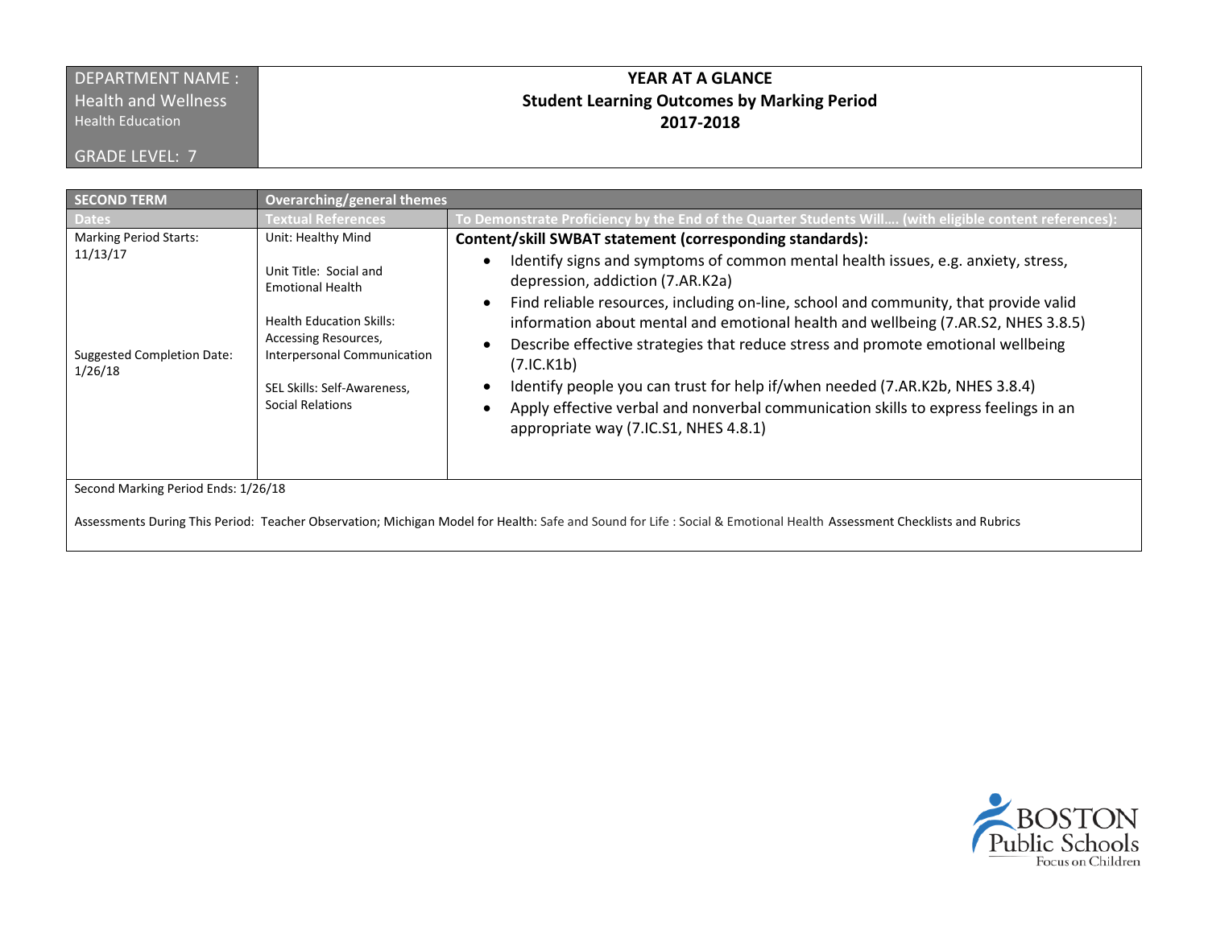| DEPARTMENT NAME : Health and Wellness<br>Health Education<br><br>GRADE LEVEL: 7 | **YEAR AT A GLANCE**<br>**Student Learning Outcomes by Marking Period**<br>**2017-2018** |
|---|---|

| **SECOND TERM** | **Overarching/general themes** | |
|---|---|---|
| **Dates** | **Textual References** | **To Demonstrate Proficiency by the End of the Quarter Students Will…. (with eligible content references):** |
| Marking Period Starts: 11/13/17<br><br>Suggested Completion Date: 1/26/18 | Unit: Healthy Mind<br><br>Unit Title: Social and Emotional Health<br><br>Health Education Skills: Accessing Resources, Interpersonal Communication<br><br>SEL Skills: Self-Awareness, Social Relations | **Content/skill SWBAT statement (corresponding standards):**<br>• Identify signs and symptoms of common mental health issues, e.g. anxiety, stress, depression, addiction (7.AR.K2a)<br>• Find reliable resources, including on-line, school and community, that provide valid information about mental and emotional health and wellbeing (7.AR.S2, NHES 3.8.5)<br>• Describe effective strategies that reduce stress and promote emotional wellbeing (7.IC.K1b)<br>• Identify people you can trust for help if/when needed (7.AR.K2b, NHES 3.8.4)<br>• Apply effective verbal and nonverbal communication skills to express feelings in an appropriate way (7.IC.S1, NHES 4.8.1) |
| Second Marking Period Ends: 1/26/18<br><br>Assessments During This Period: Teacher Observation; Michigan Model for Health: Safe and Sound for Life : Social & Emotional Health Assessment Checklists and Rubrics | | |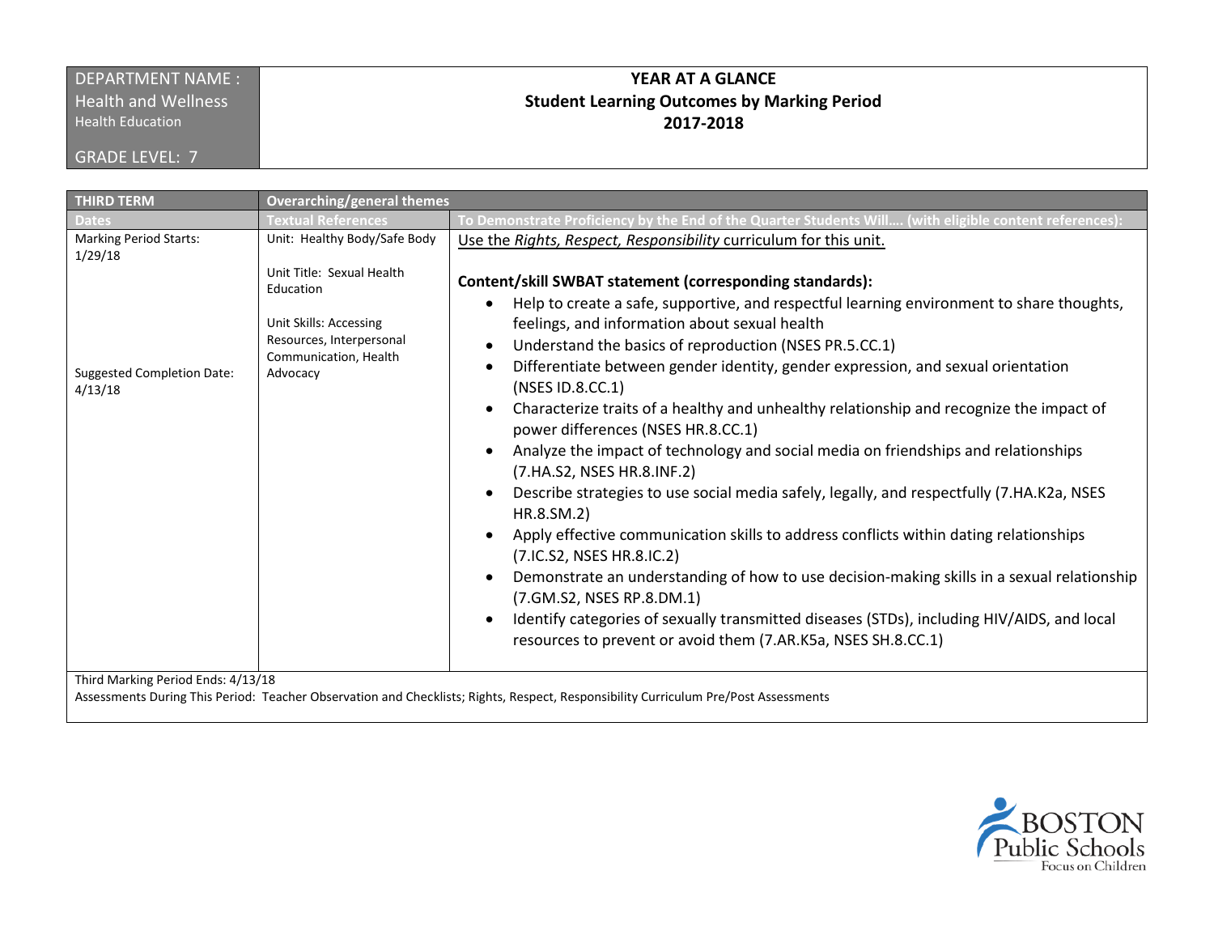| DEPARTMENT NAME : Health and Wellness<br>Health Education<br><br>GRADE LEVEL: 7 | **YEAR AT A GLANCE**<br>**Student Learning Outcomes by Marking Period**<br>**2017-2018** |
|---|---|

| THIRD TERM | Overarching/general themes | |
|---|---|---|
| **Dates** | **Textual References** | **To Demonstrate Proficiency by the End of the Quarter Students Will…. (with eligible content references):** |
| Marking Period Starts: 1/29/18<br><br>Suggested Completion Date: 4/13/18 | Unit: Healthy Body/Safe Body<br><br>Unit Title: Sexual Health Education<br><br>Unit Skills: Accessing Resources, Interpersonal Communication, Health Advocacy | Use the *Rights, Respect, Responsibility* curriculum for this unit.<br><br>**Content/skill SWBAT statement (corresponding standards):**<br>• Help to create a safe, supportive, and respectful learning environment to share thoughts, feelings, and information about sexual health<br>• Understand the basics of reproduction (NSES PR.5.CC.1)<br>• Differentiate between gender identity, gender expression, and sexual orientation (NSES ID.8.CC.1)<br>• Characterize traits of a healthy and unhealthy relationship and recognize the impact of power differences (NSES HR.8.CC.1)<br>• Analyze the impact of technology and social media on friendships and relationships (7.HA.S2, NSES HR.8.INF.2)<br>• Describe strategies to use social media safely, legally, and respectfully (7.HA.K2a, NSES HR.8.SM.2)<br>• Apply effective communication skills to address conflicts within dating relationships (7.IC.S2, NSES HR.8.IC.2)<br>• Demonstrate an understanding of how to use decision-making skills in a sexual relationship (7.GM.S2, NSES RP.8.DM.1)<br>• Identify categories of sexually transmitted diseases (STDs), including HIV/AIDS, and local resources to prevent or avoid them (7.AR.K5a, NSES SH.8.CC.1) |
| Third Marking Period Ends: 4/13/18<br>Assessments During This Period: Teacher Observation and Checklists; Rights, Respect, Responsibility Curriculum Pre/Post Assessments | | |

BOSTON Public Schools
Focus on Children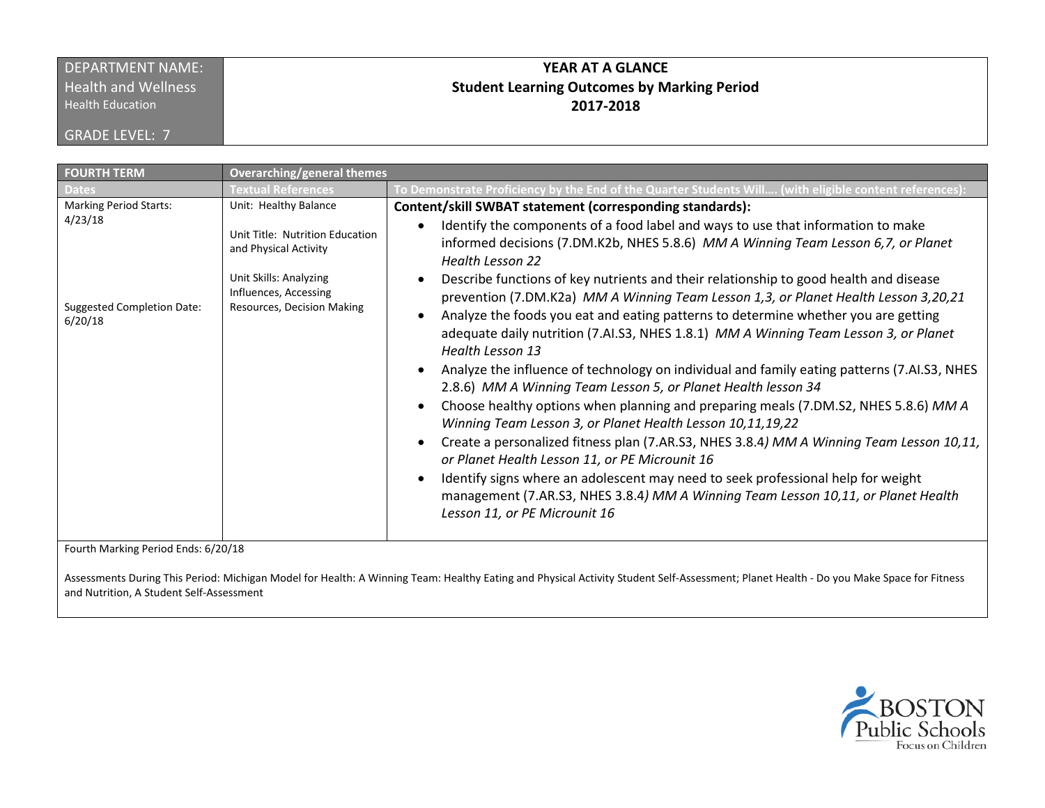| DEPARTMENT NAME: Health and Wellness<br>Health Education<br><br>GRADE LEVEL: 7 | **YEAR AT A GLANCE**<br>**Student Learning Outcomes by Marking Period**<br>**2017-2018** |
|---|---|

| **FOURTH TERM** | **Overarching/general themes** | |
|---|---|---|
| **Dates** | **Textual References** | **To Demonstrate Proficiency by the End of the Quarter Students Will…. (with eligible content references):** |
| Marking Period Starts: 4/23/18<br><br>Suggested Completion Date: 6/20/18 | Unit: Healthy Balance<br><br>Unit Title: Nutrition Education and Physical Activity<br><br>Unit Skills: Analyzing Influences, Accessing Resources, Decision Making | **Content/skill SWBAT statement (corresponding standards):**<br>• Identify the components of a food label and ways to use that information to make informed decisions (7.DM.K2b, NHES 5.8.6) *MM A Winning Team Lesson 6,7, or Planet Health Lesson 22*<br>• Describe functions of key nutrients and their relationship to good health and disease prevention (7.DM.K2a) *MM A Winning Team Lesson 1,3, or Planet Health Lesson 3,20,21*<br>• Analyze the foods you eat and eating patterns to determine whether you are getting adequate daily nutrition (7.AI.S3, NHES 1.8.1) *MM A Winning Team Lesson 3, or Planet Health Lesson 13*<br>• Analyze the influence of technology on individual and family eating patterns (7.AI.S3, NHES 2.8.6) *MM A Winning Team Lesson 5, or Planet Health lesson 34*<br>• Choose healthy options when planning and preparing meals (7.DM.S2, NHES 5.8.6) *MM A Winning Team Lesson 3, or Planet Health Lesson 10,11,19,22*<br>• Create a personalized fitness plan (7.AR.S3, NHES 3.8.4) *MM A Winning Team Lesson 10,11, or Planet Health Lesson 11, or PE Microunit 16*<br>• Identify signs where an adolescent may need to seek professional help for weight management (7.AR.S3, NHES 3.8.4) *MM A Winning Team Lesson 10,11, or Planet Health Lesson 11, or PE Microunit 16* |

Fourth Marking Period Ends: 6/20/18

Assessments During This Period: Michigan Model for Health: A Winning Team: Healthy Eating and Physical Activity Student Self-Assessment; Planet Health - Do you Make Space for Fitness and Nutrition, A Student Self-Assessment

BOSTON Public Schools
Focus on Children